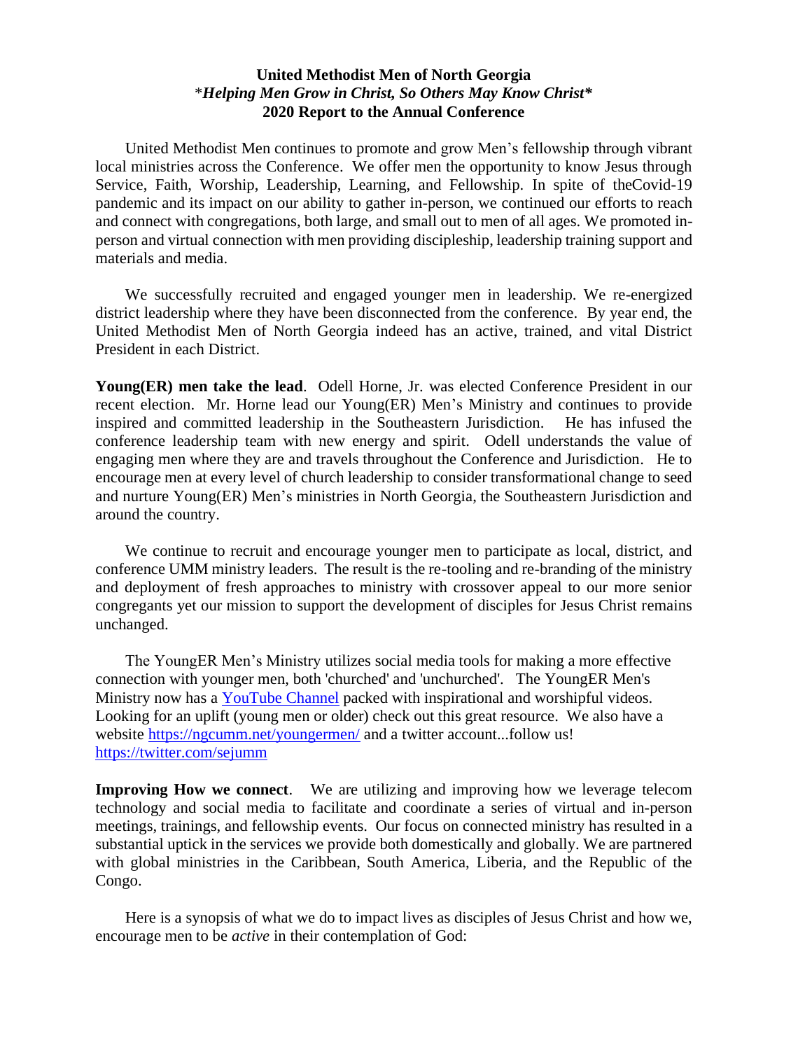**United Methodist Men of North Georgia**
\****Helping Men Grow in Christ, So Others May Know Christ****
**2020 Report to the Annual Conference**

United Methodist Men continues to promote and grow Men's fellowship through vibrant local ministries across the Conference. We offer men the opportunity to know Jesus through Service, Faith, Worship, Leadership, Learning, and Fellowship. In spite of theCovid-19 pandemic and its impact on our ability to gather in-person, we continued our efforts to reach and connect with congregations, both large, and small out to men of all ages. We promoted in-person and virtual connection with men providing discipleship, leadership training support and materials and media.

We successfully recruited and engaged younger men in leadership. We re-energized district leadership where they have been disconnected from the conference. By year end, the United Methodist Men of North Georgia indeed has an active, trained, and vital District President in each District.

**Young(ER) men take the lead**. Odell Horne, Jr. was elected Conference President in our recent election. Mr. Horne lead our Young(ER) Men's Ministry and continues to provide inspired and committed leadership in the Southeastern Jurisdiction. He has infused the conference leadership team with new energy and spirit. Odell understands the value of engaging men where they are and travels throughout the Conference and Jurisdiction. He to encourage men at every level of church leadership to consider transformational change to seed and nurture Young(ER) Men's ministries in North Georgia, the Southeastern Jurisdiction and around the country.

We continue to recruit and encourage younger men to participate as local, district, and conference UMM ministry leaders. The result is the re-tooling and re-branding of the ministry and deployment of fresh approaches to ministry with crossover appeal to our more senior congregants yet our mission to support the development of disciples for Jesus Christ remains unchanged.

The YoungER Men's Ministry utilizes social media tools for making a more effective connection with younger men, both 'churched' and 'unchurched'. The YoungER Men's Ministry now has a YouTube Channel packed with inspirational and worshipful videos. Looking for an uplift (young men or older) check out this great resource. We also have a website https://ngcumm.net/youngermen/ and a twitter account...follow us! https://twitter.com/sejumm

**Improving How we connect**. We are utilizing and improving how we leverage telecom technology and social media to facilitate and coordinate a series of virtual and in-person meetings, trainings, and fellowship events. Our focus on connected ministry has resulted in a substantial uptick in the services we provide both domestically and globally. We are partnered with global ministries in the Caribbean, South America, Liberia, and the Republic of the Congo.

Here is a synopsis of what we do to impact lives as disciples of Jesus Christ and how we, encourage men to be *active* in their contemplation of God: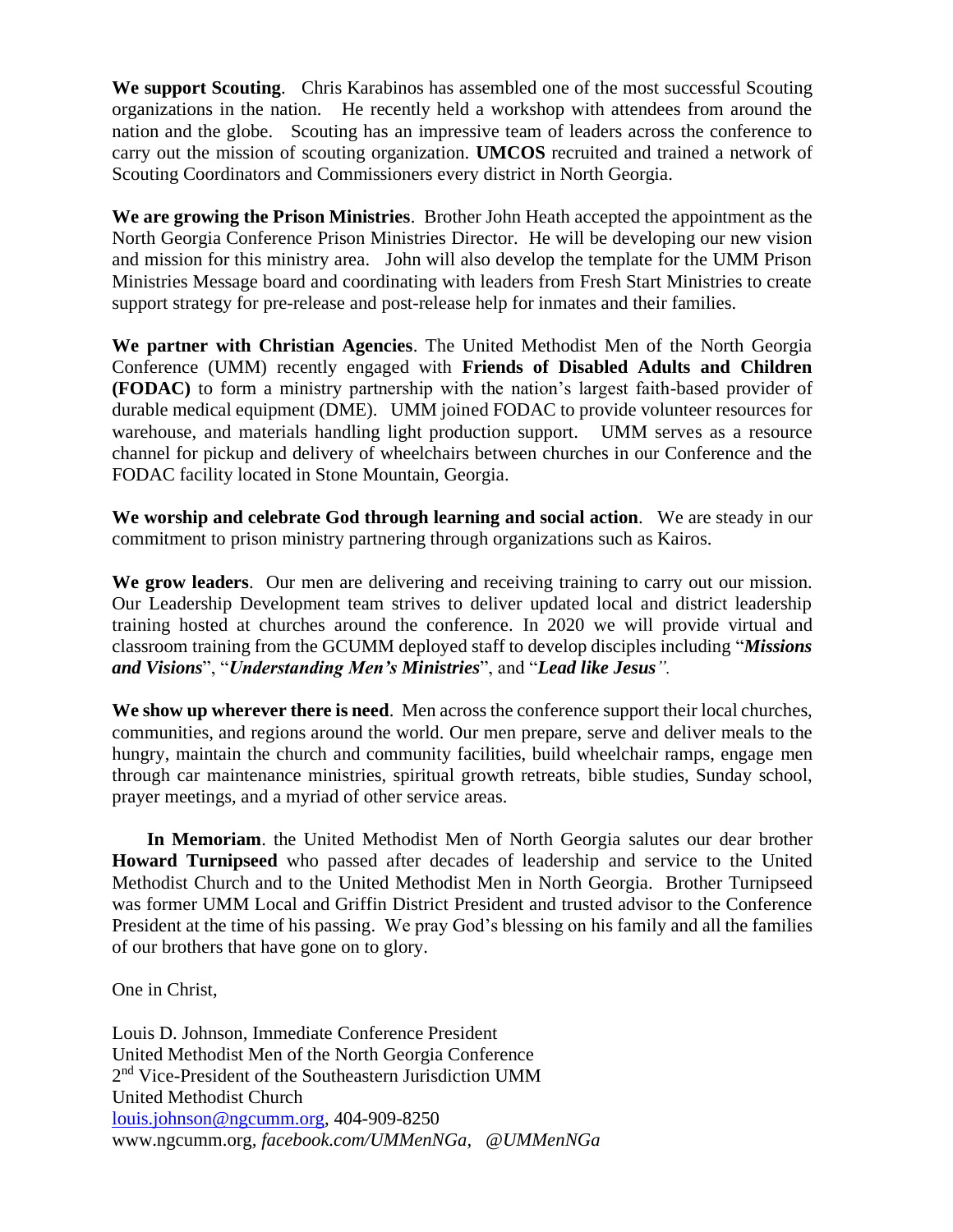**We support Scouting**. Chris Karabinos has assembled one of the most successful Scouting organizations in the nation. He recently held a workshop with attendees from around the nation and the globe. Scouting has an impressive team of leaders across the conference to carry out the mission of scouting organization. **UMCOS** recruited and trained a network of Scouting Coordinators and Commissioners every district in North Georgia.

**We are growing the Prison Ministries**. Brother John Heath accepted the appointment as the North Georgia Conference Prison Ministries Director. He will be developing our new vision and mission for this ministry area. John will also develop the template for the UMM Prison Ministries Message board and coordinating with leaders from Fresh Start Ministries to create support strategy for pre-release and post-release help for inmates and their families.

**We partner with Christian Agencies**. The United Methodist Men of the North Georgia Conference (UMM) recently engaged with **Friends of Disabled Adults and Children (FODAC)** to form a ministry partnership with the nation's largest faith-based provider of durable medical equipment (DME). UMM joined FODAC to provide volunteer resources for warehouse, and materials handling light production support. UMM serves as a resource channel for pickup and delivery of wheelchairs between churches in our Conference and the FODAC facility located in Stone Mountain, Georgia.

**We worship and celebrate God through learning and social action**. We are steady in our commitment to prison ministry partnering through organizations such as Kairos.

**We grow leaders**. Our men are delivering and receiving training to carry out our mission. Our Leadership Development team strives to deliver updated local and district leadership training hosted at churches around the conference. In 2020 we will provide virtual and classroom training from the GCUMM deployed staff to develop disciples including "***Missions and Visions***", "***Understanding Men's Ministries***", and "***Lead like Jesus***".

**We show up wherever there is need**. Men across the conference support their local churches, communities, and regions around the world. Our men prepare, serve and deliver meals to the hungry, maintain the church and community facilities, build wheelchair ramps, engage men through car maintenance ministries, spiritual growth retreats, bible studies, Sunday school, prayer meetings, and a myriad of other service areas.

**In Memoriam**. the United Methodist Men of North Georgia salutes our dear brother **Howard Turnipseed** who passed after decades of leadership and service to the United Methodist Church and to the United Methodist Men in North Georgia. Brother Turnipseed was former UMM Local and Griffin District President and trusted advisor to the Conference President at the time of his passing. We pray God's blessing on his family and all the families of our brothers that have gone on to glory.

One in Christ,

Louis D. Johnson, Immediate Conference President
United Methodist Men of the North Georgia Conference
2nd Vice-President of the Southeastern Jurisdiction UMM
United Methodist Church
louis.johnson@ngcumm.org, 404-909-8250
www.ngcumm.org, *facebook.com/UMMenNGa, @UMMenNGa*